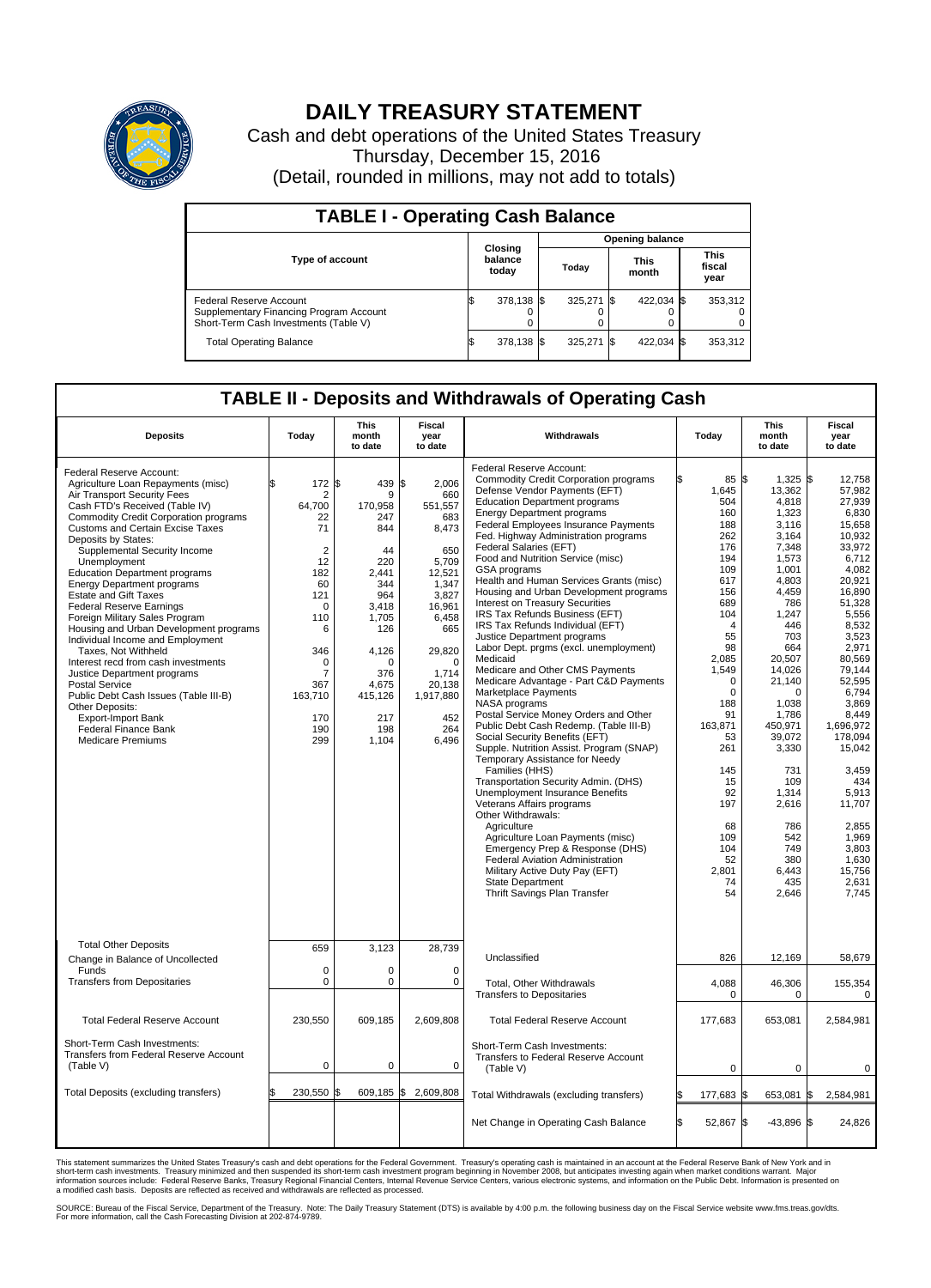# DAILY TREASURY STATEMENT

Cash and debt operations of the United States Treasury

Thursday, December 15, 2016

(Detail, rounded in millions, may not add to totals)

| TABLE I - Operating Cash Balance | | | | |
|---|---|---|---|---|
| Type of account | Closing balance today | Opening balance | | |
| | | Today | This month | This fiscal year |
| Federal Reserve Account | $ 378,138 | $ 325,271 | $ 422,034 | $ 353,312 |
| Supplementary Financing Program Account | 0 | 0 | 0 | 0 |
| Short-Term Cash Investments (Table V) | 0 | 0 | 0 | 0 |
| Total Operating Balance | $ 378,138 | $ 325,271 | $ 422,034 | $ 353,312 |

## TABLE II - Deposits and Withdrawals of Operating Cash

| Deposits | Today | This month to date | Fiscal year to date | Withdrawals | Today | This month to date | Fiscal year to date |
|---|---|---|---|---|---|---|---|
| Federal Reserve Account: | | | | Federal Reserve Account: | | | |
| Agriculture Loan Repayments (misc) | $ 172 | $ 439 | $ 2,006 | Commodity Credit Corporation programs | $ 85 | $ 1,325 | $ 12,758 |
| Air Transport Security Fees | 2 | 9 | 660 | Defense Vendor Payments (EFT) | 1,645 | 13,362 | 57,982 |
| Cash FTD's Received (Table IV) | 64,700 | 170,958 | 551,557 | Education Department programs | 504 | 4,818 | 27,939 |
| Commodity Credit Corporation programs | 22 | 247 | 683 | Energy Department programs | 160 | 1,323 | 6,830 |
| Customs and Certain Excise Taxes | 71 | 844 | 8,473 | Federal Employees Insurance Payments | 188 | 3,116 | 15,658 |
| Deposits by States: | | | | Fed. Highway Administration programs | 262 | 3,164 | 10,932 |
| Supplemental Security Income | 2 | 44 | 650 | Federal Salaries (EFT) | 176 | 7,348 | 33,972 |
| Unemployment | 12 | 220 | 5,709 | Food and Nutrition Service (misc) | 194 | 1,573 | 6,712 |
| Education Department programs | 182 | 2,441 | 12,521 | GSA programs | 109 | 1,001 | 4,082 |
| Energy Department programs | 60 | 344 | 1,347 | Health and Human Services Grants (misc) | 617 | 4,803 | 20,921 |
| Estate and Gift Taxes | 121 | 964 | 3,827 | Housing and Urban Development programs | 156 | 4,459 | 16,890 |
| Federal Reserve Earnings | 0 | 3,418 | 16,961 | Interest on Treasury Securities | 689 | 786 | 51,328 |
| Foreign Military Sales Program | 110 | 1,705 | 6,458 | IRS Tax Refunds Business (EFT) | 104 | 1,247 | 5,556 |
| Housing and Urban Development programs | 6 | 126 | 665 | IRS Tax Refunds Individual (EFT) | 4 | 446 | 8,532 |
| Individual Income and Employment Taxes, Not Withheld | 346 | 4,126 | 29,820 | Justice Department programs | 55 | 703 | 3,523 |
| Interest recd from cash investments | 0 | 0 | 0 | Labor Dept. prgms (excl. unemployment) | 98 | 664 | 2,971 |
| Justice Department programs | 7 | 376 | 1,714 | Medicaid | 2,085 | 20,507 | 80,569 |
| Postal Service | 367 | 4,675 | 20,138 | Medicare and Other CMS Payments | 1,549 | 14,026 | 79,144 |
| Public Debt Cash Issues (Table III-B) | 163,710 | 415,126 | 1,917,880 | Medicare Advantage - Part C&D Payments | 0 | 21,140 | 52,595 |
| Other Deposits: | | | | Marketplace Payments | 0 | 0 | 6,794 |
| Export-Import Bank | 170 | 217 | 452 | NASA programs | 188 | 1,038 | 3,869 |
| Federal Finance Bank | 190 | 198 | 264 | Postal Service Money Orders and Other | 91 | 1,786 | 8,449 |
| Medicare Premiums | 299 | 1,104 | 6,496 | Public Debt Cash Redemp. (Table III-B) | 163,871 | 450,971 | 1,696,972 |
| | | | | Social Security Benefits (EFT) | 53 | 39,072 | 178,094 |
| | | | | Supple. Nutrition Assist. Program (SNAP) | 261 | 3,330 | 15,042 |
| | | | | Temporary Assistance for Needy Families (HHS) | 145 | 731 | 3,459 |
| | | | | Transportation Security Admin. (DHS) | 15 | 109 | 434 |
| | | | | Unemployment Insurance Benefits | 92 | 1,314 | 5,913 |
| | | | | Veterans Affairs programs | 197 | 2,616 | 11,707 |
| | | | | Other Withdrawals: | | | |
| | | | | Agriculture | 68 | 786 | 2,855 |
| | | | | Agriculture Loan Payments (misc) | 109 | 542 | 1,969 |
| | | | | Emergency Prep & Response (DHS) | 104 | 749 | 3,803 |
| | | | | Federal Aviation Administration | 52 | 380 | 1,630 |
| | | | | Military Active Duty Pay (EFT) | 2,801 | 6,443 | 15,756 |
| | | | | State Department | 74 | 435 | 2,631 |
| | | | | Thrift Savings Plan Transfer | 54 | 2,646 | 7,745 |
| Total Other Deposits | 659 | 3,123 | 28,739 | Unclassified | 826 | 12,169 | 58,679 |
| Change in Balance of Uncollected Funds | 0 | 0 | 0 | | | | |
| Transfers from Depositaries | 0 | 0 | 0 | Total, Other Withdrawals | 4,088 | 46,306 | 155,354 |
| | | | | Transfers to Depositaries | 0 | 0 | 0 |
| Total Federal Reserve Account | 230,550 | 609,185 | 2,609,808 | Total Federal Reserve Account | 177,683 | 653,081 | 2,584,981 |
| Short-Term Cash Investments: Transfers from Federal Reserve Account (Table V) | 0 | 0 | 0 | Short-Term Cash Investments: Transfers to Federal Reserve Account (Table V) | 0 | 0 | 0 |
| Total Deposits (excluding transfers) | $ 230,550 | $ 609,185 | $ 2,609,808 | Total Withdrawals (excluding transfers) | $ 177,683 | $ 653,081 | $ 2,584,981 |
| | | | | Net Change in Operating Cash Balance | $ 52,867 | $ -43,896 | $ 24,826 |

This statement summarizes the United States Treasury's cash and debt operations for the Federal Government. Treasury's operating cash is maintained in an account at the Federal Reserve Bank of New York and in short-term cash investments. Treasury minimized and then suspended its short-term cash investment program beginning in November 2008, but anticipates investing again when market conditions warrant. Major information sources include: Federal Reserve Banks, Treasury Regional Financial Centers, Internal Revenue Service Centers, various electronic systems, and information on the Public Debt. Information is presented on a modified cash basis. Deposits are reflected as received and withdrawals are reflected as processed.

SOURCE: Bureau of the Fiscal Service, Department of the Treasury. Note: The Daily Treasury Statement (DTS) is available by 4:00 p.m. the following business day on the Fiscal Service website www.fms.treas.gov/dts. For more information, call the Cash Forecasting Division at 202-874-9789.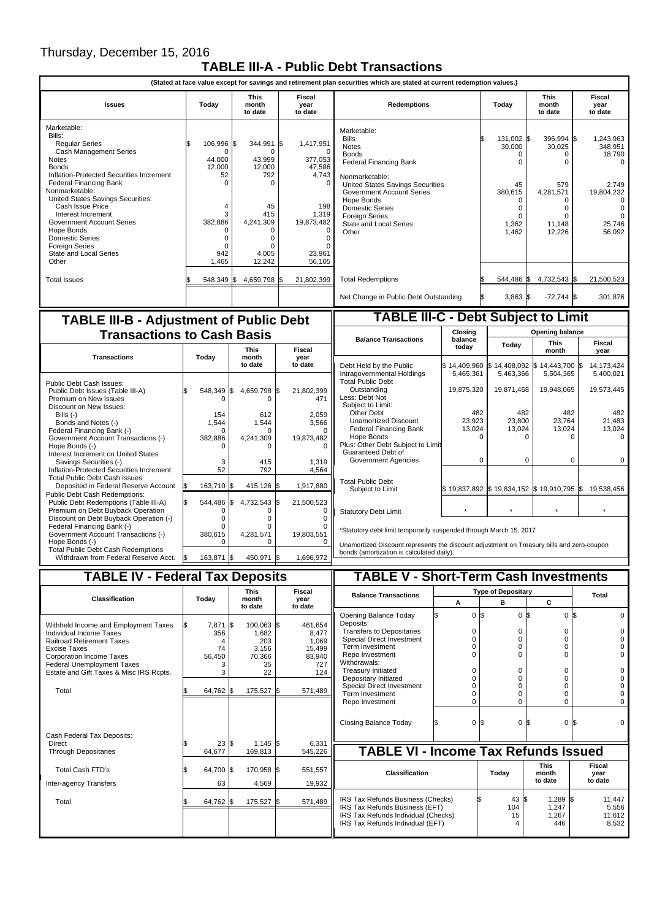Thursday, December 15, 2016

# TABLE III-A - Public Debt Transactions

(Stated at face value except for savings and retirement plan securities which are stated at current redemption values.)

| Issues | Today | This month to date | Fiscal year to date |
|---|---|---|---|
| Marketable: | | | |
| Bills: | | | |
| Regular Series | $ 106,996 | $ 344,991 | $ 1,417,951 |
| Cash Management Series | 0 | 0 | 0 |
| Notes | 44,000 | 43,999 | 377,053 |
| Bonds | 12,000 | 12,000 | 47,586 |
| Inflation-Protected Securities Increment | 52 | 792 | 4,743 |
| Federal Financing Bank | 0 | 0 | 0 |
| Nonmarketable: | | | |
| United States Savings Securities: | | | |
| Cash Issue Price | 4 | 45 | 198 |
| Interest Increment | 3 | 415 | 1,319 |
| Government Account Series | 382,886 | 4,241,309 | 19,873,482 |
| Hope Bonds | 0 | 0 | 0 |
| Domestic Series | 0 | 0 | 0 |
| Foreign Series | 0 | 0 | 0 |
| State and Local Series | 942 | 4,005 | 23,961 |
| Other | 1,465 | 12,242 | 56,105 |
| Total Issues | $ 548,349 | $ 4,659,798 | $ 21,802,399 |

| Redemptions | Today | This month to date | Fiscal year to date |
|---|---|---|---|
| Marketable: | | | |
| Bills | $ 131,002 | $ 396,994 | $ 1,243,963 |
| Notes | 30,000 | 30,025 | 348,951 |
| Bonds | 0 | 0 | 18,790 |
| Federal Financing Bank | 0 | 0 | 0 |
| Nonmarketable: | | | |
| United States Savings Securities | 45 | 579 | 2,749 |
| Government Account Series | 380,615 | 4,281,571 | 19,804,232 |
| Hope Bonds | 0 | 0 | 0 |
| Domestic Series | 0 | 0 | 0 |
| Foreign Series | 0 | 0 | 0 |
| State and Local Series | 1,362 | 11,148 | 25,746 |
| Other | 1,462 | 12,226 | 56,092 |
| Total Redemptions | $ 544,486 | $ 4,732,543 | $ 21,500,523 |
| Net Change in Public Debt Outstanding | $ 3,863 | $ -72,744 | $ 301,876 |

# TABLE III-B - Adjustment of Public Debt Transactions to Cash Basis

| Transactions | Today | This month to date | Fiscal year to date |
|---|---|---|---|
| Public Debt Cash Issues: | | | |
| Public Debt Issues (Table III-A) | $ 548,349 | $ 4,659,798 | $ 21,802,399 |
| Premium on New Issues | 0 | 0 | 471 |
| Discount on New Issues: | | | |
| Bills (-) | 154 | 612 | 2,059 |
| Bonds and Notes (-) | 1,544 | 1,544 | 3,566 |
| Federal Financing Bank (-) | 0 | 0 | 0 |
| Government Account Transactions (-) | 382,886 | 4,241,309 | 19,873,482 |
| Hope Bonds (-) | 0 | 0 | 0 |
| Interest Increment on United States Savings Securities (-) | 3 | 415 | 1,319 |
| Inflation-Protected Securities Increment | 52 | 792 | 4,564 |
| Total Public Debt Cash Issues Deposited in Federal Reserve Account | $ 163,710 | $ 415,126 | $ 1,917,880 |
| Public Debt Cash Redemptions: | | | |
| Public Debt Redemptions (Table III-A) | $ 544,486 | $ 4,732,543 | $ 21,500,523 |
| Premium on Debt Buyback Operation | 0 | 0 | 0 |
| Discount on Debt Buyback Operation (-) | 0 | 0 | 0 |
| Federal Financing Bank (-) | 0 | 0 | 0 |
| Government Account Transactions (-) | 380,615 | 4,281,571 | 19,803,551 |
| Hope Bonds (-) | 0 | 0 | 0 |
| Total Public Debt Cash Redemptions Withdrawn from Federal Reserve Acct. | $ 163,871 | $ 450,971 | $ 1,696,972 |

# TABLE III-C - Debt Subject to Limit

| Balance Transactions | Closing balance today | Opening balance Today | Opening balance This month | Opening balance Fiscal year |
|---|---|---|---|---|
| Debt Held by the Public | $ 14,409,960 | $ 14,408,092 | $ 14,443,700 | $ 14,173,424 |
| Intragovernmental Holdings | 5,465,361 | 5,463,366 | 5,504,365 | 5,400,021 |
| Total Public Debt Outstanding | 19,875,320 | 19,871,458 | 19,948,065 | 19,573,445 |
| Less: Debt Not Subject to Limit: | | | | |
| Other Debt | 482 | 482 | 482 | 482 |
| Unamortized Discount | 23,923 | 23,800 | 23,764 | 21,483 |
| Federal Financing Bank | 13,024 | 13,024 | 13,024 | 13,024 |
| Hope Bonds | 0 | 0 | 0 | 0 |
| Plus: Other Debt Subject to Limit | | | | |
| Guaranteed Debt of Government Agencies | 0 | 0 | 0 | 0 |
| Total Public Debt Subject to Limit | $ 19,837,892 | $ 19,834,152 | $ 19,910,795 | $ 19,538,456 |
| Statutory Debt Limit | * | * | * | * |

*Statutory debt limit temporarily suspended through March 15, 2017

Unamortized Discount represents the discount adjustment on Treasury bills and zero-coupon bonds (amortization is calculated daily).

# TABLE IV - Federal Tax Deposits

| Classification | Today | This month to date | Fiscal year to date |
|---|---|---|---|
| Withheld Income and Employment Taxes | $ 7,871 | $ 100,063 | $ 461,654 |
| Individual Income Taxes | 356 | 1,682 | 8,477 |
| Railroad Retirement Taxes | 4 | 203 | 1,069 |
| Excise Taxes | 74 | 3,156 | 15,499 |
| Corporation Income Taxes | 56,450 | 70,366 | 83,940 |
| Federal Unemployment Taxes | 3 | 35 | 727 |
| Estate and Gift Taxes & Misc IRS Rcpts. | 3 | 22 | 124 |
| Total | $ 64,762 | $ 175,527 | $ 571,489 |
| Cash Federal Tax Deposits: | | | |
| Direct | $ 23 | $ 1,145 | $ 6,331 |
| Through Depositaries | 64,677 | 169,813 | 545,226 |
| Total Cash FTD's | $ 64,700 | $ 170,958 | $ 551,557 |
| Inter-agency Transfers | 63 | 4,569 | 19,932 |
| Total | $ 64,762 | $ 175,527 | $ 571,489 |

# TABLE V - Short-Term Cash Investments

| Balance Transactions | Type of Depositary A | Type of Depositary B | Type of Depositary C | Total |
|---|---|---|---|---|
| Opening Balance Today | $ 0 | $ 0 | $ 0 | $ 0 |
| Deposits: | | | | |
| Transfers to Depositaries | 0 | 0 | 0 | 0 |
| Special Direct Investment | 0 | 0 | 0 | 0 |
| Term Investment | 0 | 0 | 0 | 0 |
| Repo Investment | 0 | 0 | 0 | 0 |
| Withdrawals: | | | | |
| Treasury Initiated | 0 | 0 | 0 | 0 |
| Depositary Initiated | 0 | 0 | 0 | 0 |
| Special Direct Investment | 0 | 0 | 0 | 0 |
| Term Investment | 0 | 0 | 0 | 0 |
| Repo Investment | 0 | 0 | 0 | 0 |
| Closing Balance Today | $ 0 | $ 0 | $ 0 | $ 0 |

# TABLE VI - Income Tax Refunds Issued

| Classification | Today | This month to date | Fiscal year to date |
|---|---|---|---|
| IRS Tax Refunds Business (Checks) | $ 43 | $ 1,289 | $ 11,447 |
| IRS Tax Refunds Business (EFT) | 104 | 1,247 | 5,556 |
| IRS Tax Refunds Individual (Checks) | 15 | 1,267 | 11,612 |
| IRS Tax Refunds Individual (EFT) | 4 | 446 | 8,532 |